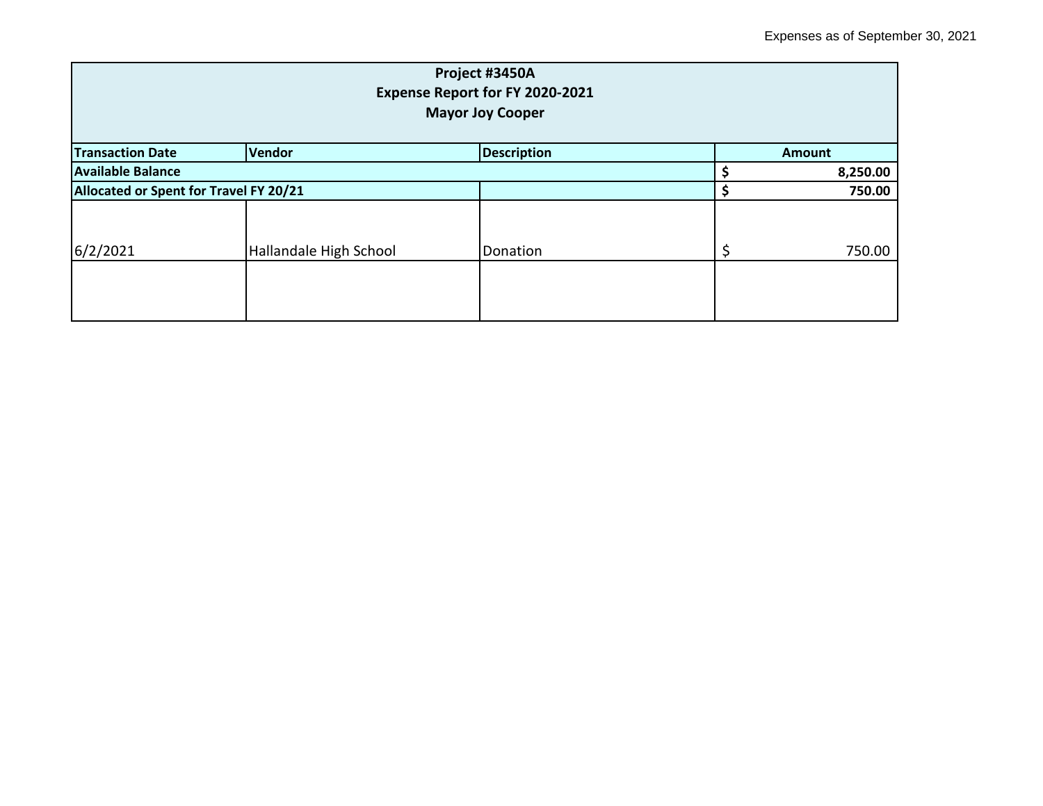Expenses as of September 30, 2021

| Project #3450A<br>Expense Report for FY 2020-2021<br>Mayor Joy Cooper | | | |
|---|---|---|---|
| **Transaction Date** | **Vendor** | **Description** | **Amount** |
| **Available Balance** | | | **$ 8,250.00** |
| **Allocated or Spent for Travel FY 20/21** | | | **$ 750.00** |
| 6/2/2021 | Hallandale High School | Donation | $ 750.00 |
| | | | |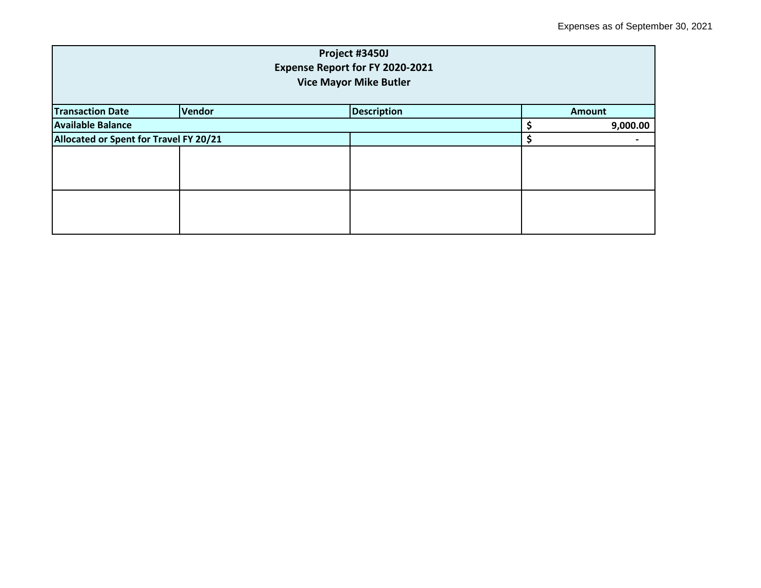Expenses as of September 30, 2021

| Project #3450J<br>Expense Report for FY 2020-2021<br>Vice Mayor Mike Butler | | | |
|---|---|---|---|
| **Transaction Date** | **Vendor** | **Description** | **Amount** |
| **Available Balance** | | | **$ 9,000.00** |
| **Allocated or Spent for Travel FY 20/21** | | | **$ -** |
| | | | |
| | | | |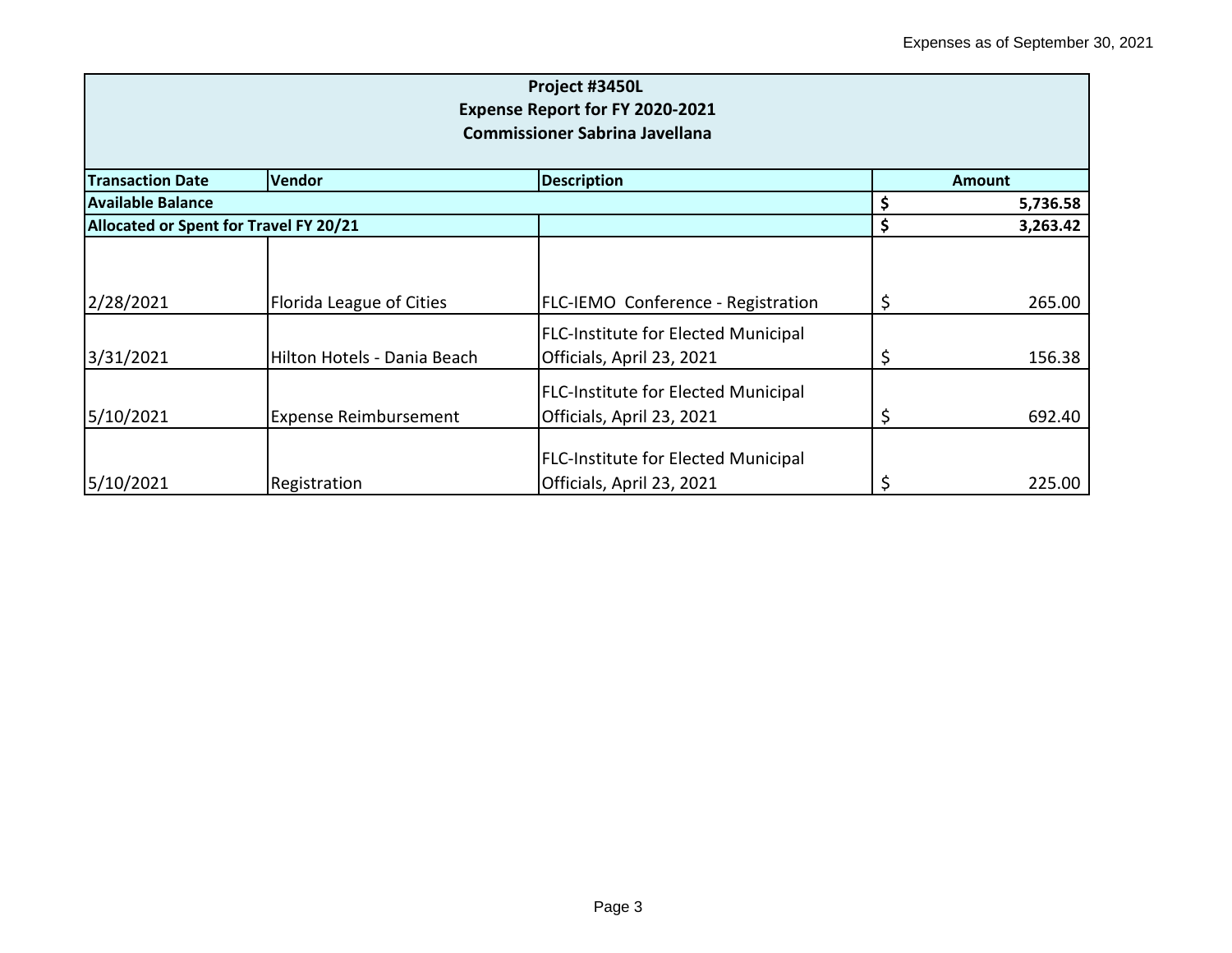Expenses as of September 30, 2021

| Project #3450L<br>Expense Report for FY 2020-2021<br>Commissioner Sabrina Javellana | | | |
|---|---|---|---|
| **Transaction Date** | **Vendor** | **Description** | **Amount** |
| **Available Balance** | | | **$ 5,736.58** |
| **Allocated or Spent for Travel FY 20/21** | | | **$ 3,263.42** |
| 2/28/2021 | Florida League of Cities | FLC-IEMO Conference - Registration | $ 265.00 |
| 3/31/2021 | Hilton Hotels - Dania Beach | FLC-Institute for Elected Municipal Officials, April 23, 2021 | $ 156.38 |
| 5/10/2021 | Expense Reimbursement | FLC-Institute for Elected Municipal Officials, April 23, 2021 | $ 692.40 |
| 5/10/2021 | Registration | FLC-Institute for Elected Municipal Officials, April 23, 2021 | $ 225.00 |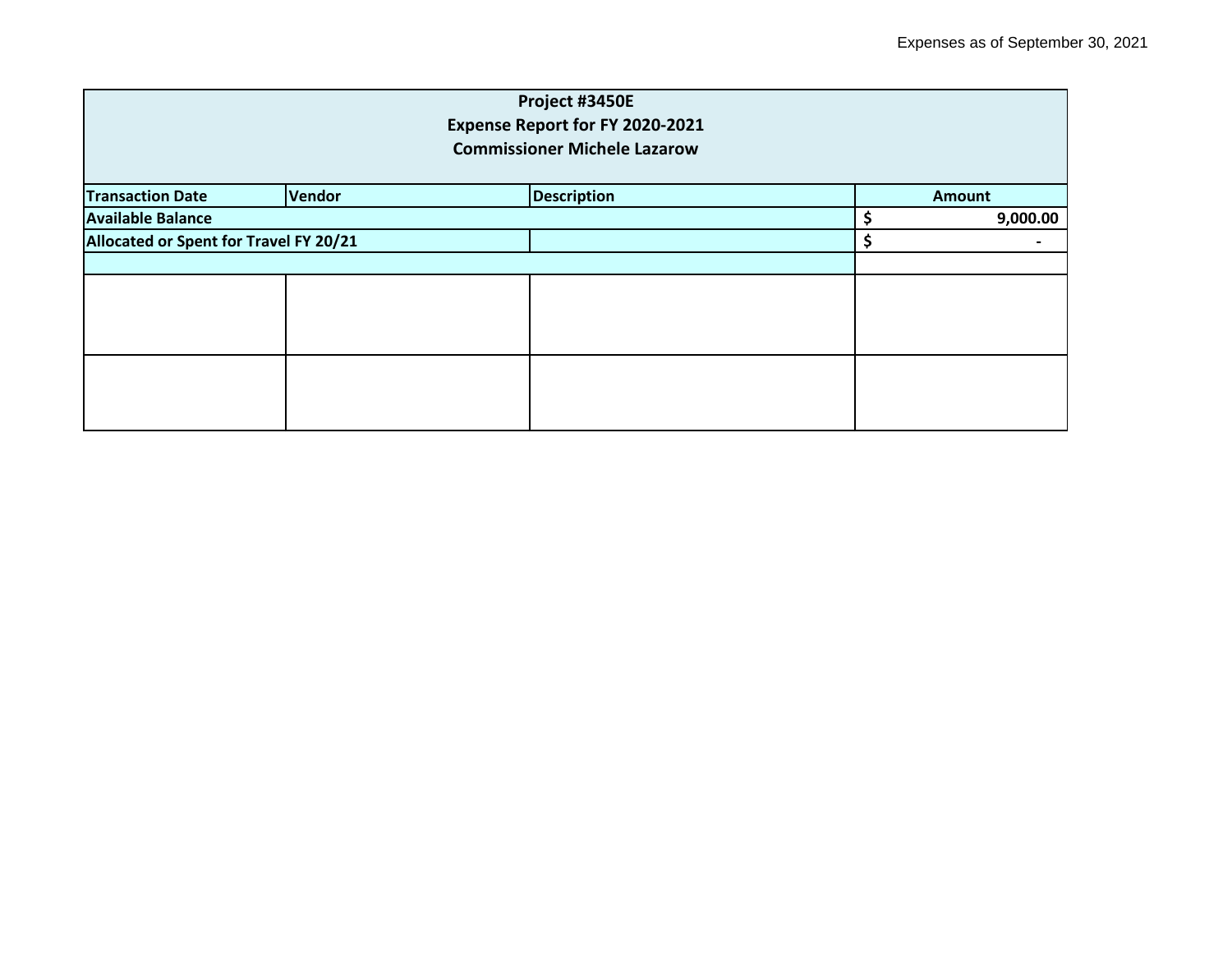Expenses as of September 30, 2021

| Project #3450E<br>Expense Report for FY 2020-2021<br>Commissioner Michele Lazarow | | | |
|---|---|---|---|
| **Transaction Date** | **Vendor** | **Description** | **Amount** |
| **Available Balance** | | | **$ 9,000.00** |
| **Allocated or Spent for Travel FY 20/21** | | | **$ -** |
| | | | |
| | | | |
| | | | |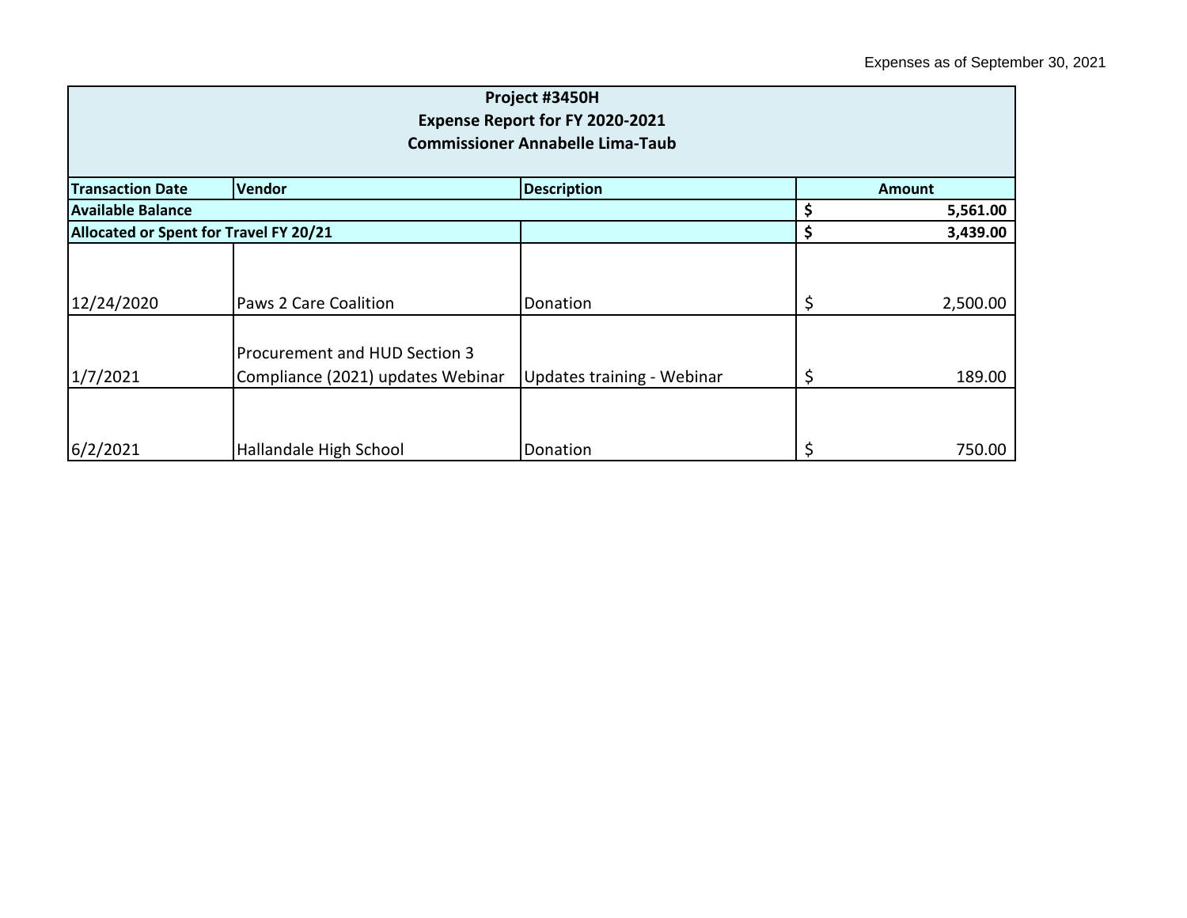Expenses as of September 30, 2021

| Project #3450H<br>Expense Report for FY 2020-2021<br>Commissioner Annabelle Lima-Taub | | | |
|---|---|---|---|
| **Transaction Date** | **Vendor** | **Description** | **Amount** |
| **Available Balance** | | | **$ 5,561.00** |
| **Allocated or Spent for Travel FY 20/21** | | | **$ 3,439.00** |
| 12/24/2020 | Paws 2 Care Coalition | Donation | $ 2,500.00 |
| 1/7/2021 | Procurement and HUD Section 3 Compliance (2021) updates Webinar | Updates training - Webinar | $ 189.00 |
| 6/2/2021 | Hallandale High School | Donation | $ 750.00 |